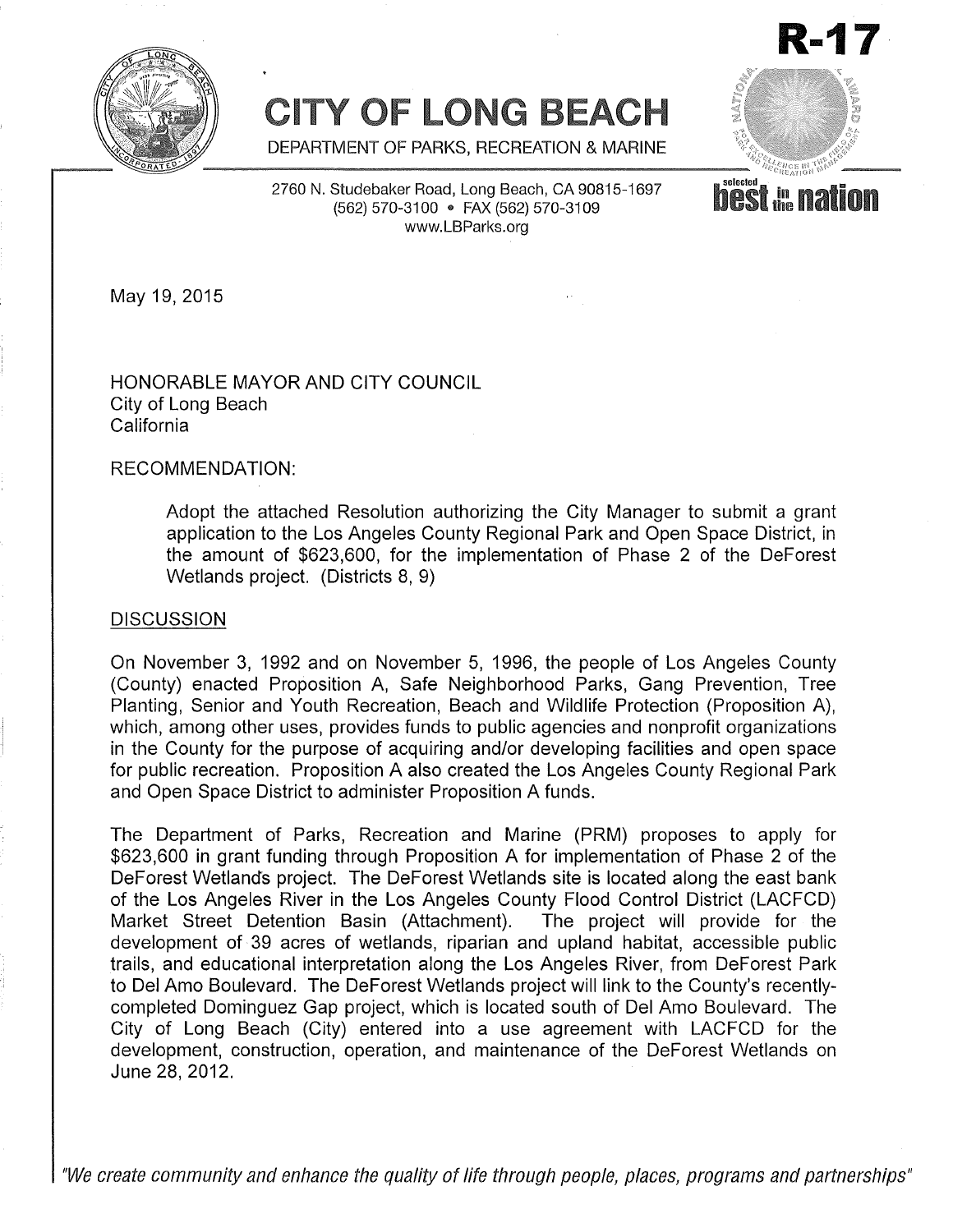R-17

# CITY OF LONG BEACH

DEPARTMENT OF PARKS, RECREATION & MARINE

2760 N. Studebaker Road, Long Beach, CA 90815-1697
(562) 570-3100 • FAX (562) 570-3109
www.LBParks.org

May 19, 2015

HONORABLE MAYOR AND CITY COUNCIL
City of Long Beach
California

RECOMMENDATION:

> Adopt the attached Resolution authorizing the City Manager to submit a grant application to the Los Angeles County Regional Park and Open Space District, in the amount of $623,600, for the implementation of Phase 2 of the DeForest Wetlands project. (Districts 8, 9)

DISCUSSION

On November 3, 1992 and on November 5, 1996, the people of Los Angeles County (County) enacted Proposition A, Safe Neighborhood Parks, Gang Prevention, Tree Planting, Senior and Youth Recreation, Beach and Wildlife Protection (Proposition A), which, among other uses, provides funds to public agencies and nonprofit organizations in the County for the purpose of acquiring and/or developing facilities and open space for public recreation. Proposition A also created the Los Angeles County Regional Park and Open Space District to administer Proposition A funds.

The Department of Parks, Recreation and Marine (PRM) proposes to apply for $623,600 in grant funding through Proposition A for implementation of Phase 2 of the DeForest Wetlands project. The DeForest Wetlands site is located along the east bank of the Los Angeles River in the Los Angeles County Flood Control District (LACFCD) Market Street Detention Basin (Attachment). The project will provide for the development of 39 acres of wetlands, riparian and upland habitat, accessible public trails, and educational interpretation along the Los Angeles River, from DeForest Park to Del Amo Boulevard. The DeForest Wetlands project will link to the County's recently-completed Dominguez Gap project, which is located south of Del Amo Boulevard. The City of Long Beach (City) entered into a use agreement with LACFCD for the development, construction, operation, and maintenance of the DeForest Wetlands on June 28, 2012.

*"We create community and enhance the quality of life through people, places, programs and partnerships"*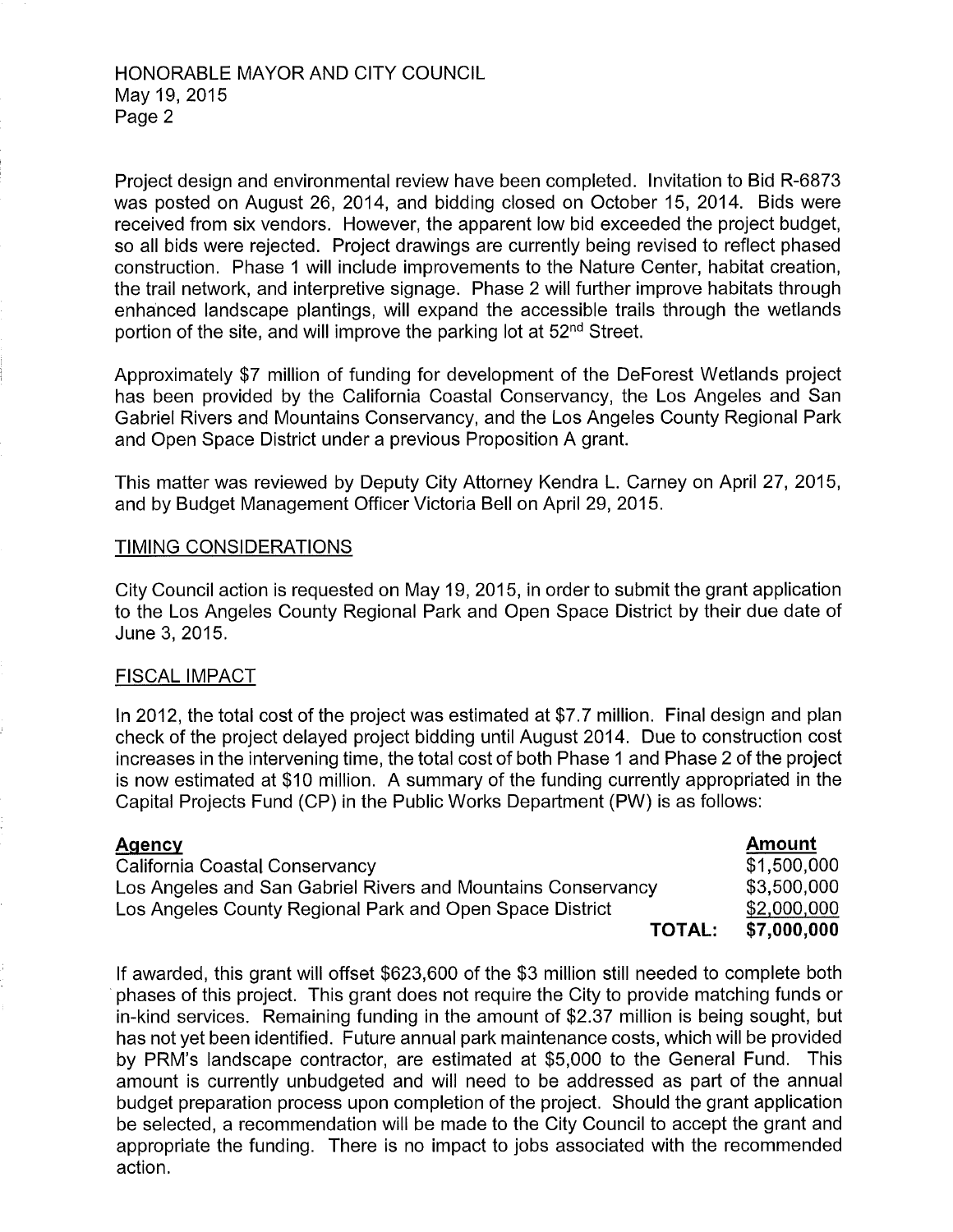Project design and environmental review have been completed. Invitation to Bid R-6873 was posted on August 26, 2014, and bidding closed on October 15, 2014. Bids were received from six vendors. However, the apparent low bid exceeded the project budget, so all bids were rejected. Project drawings are currently being revised to reflect phased construction. Phase 1 will include improvements to the Nature Center, habitat creation, the trail network, and interpretive signage. Phase 2 will further improve habitats through enhanced landscape plantings, will expand the accessible trails through the wetlands portion of the site, and will improve the parking lot at 52nd Street.

Approximately $7 million of funding for development of the DeForest Wetlands project has been provided by the California Coastal Conservancy, the Los Angeles and San Gabriel Rivers and Mountains Conservancy, and the Los Angeles County Regional Park and Open Space District under a previous Proposition A grant.

This matter was reviewed by Deputy City Attorney Kendra L. Carney on April 27, 2015, and by Budget Management Officer Victoria Bell on April 29, 2015.

## TIMING CONSIDERATIONS

City Council action is requested on May 19, 2015, in order to submit the grant application to the Los Angeles County Regional Park and Open Space District by their due date of June 3, 2015.

## FISCAL IMPACT

In 2012, the total cost of the project was estimated at $7.7 million. Final design and plan check of the project delayed project bidding until August 2014. Due to construction cost increases in the intervening time, the total cost of both Phase 1 and Phase 2 of the project is now estimated at $10 million. A summary of the funding currently appropriated in the Capital Projects Fund (CP) in the Public Works Department (PW) is as follows:

| Agency | Amount |
| --- | --- |
| California Coastal Conservancy | $1,500,000 |
| Los Angeles and San Gabriel Rivers and Mountains Conservancy | $3,500,000 |
| Los Angeles County Regional Park and Open Space District | $2,000,000 |
| **TOTAL:** | **$7,000,000** |

If awarded, this grant will offset $623,600 of the $3 million still needed to complete both phases of this project. This grant does not require the City to provide matching funds or in-kind services. Remaining funding in the amount of $2.37 million is being sought, but has not yet been identified. Future annual park maintenance costs, which will be provided by PRM's landscape contractor, are estimated at $5,000 to the General Fund. This amount is currently unbudgeted and will need to be addressed as part of the annual budget preparation process upon completion of the project. Should the grant application be selected, a recommendation will be made to the City Council to accept the grant and appropriate the funding. There is no impact to jobs associated with the recommended action.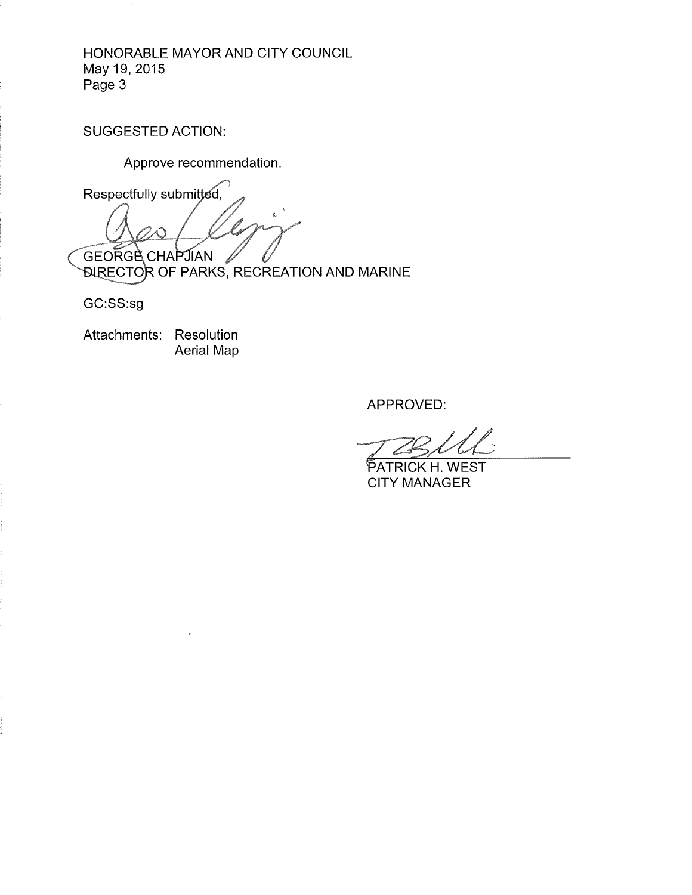HONORABLE MAYOR AND CITY COUNCIL
May 19, 2015
Page 3

SUGGESTED ACTION:

Approve recommendation.

Respectfully submitted,

GEORGE CHAPJIAN
DIRECTOR OF PARKS, RECREATION AND MARINE

GC:SS:sg

Attachments: Resolution
Aerial Map

APPROVED:

PATRICK H. WEST
CITY MANAGER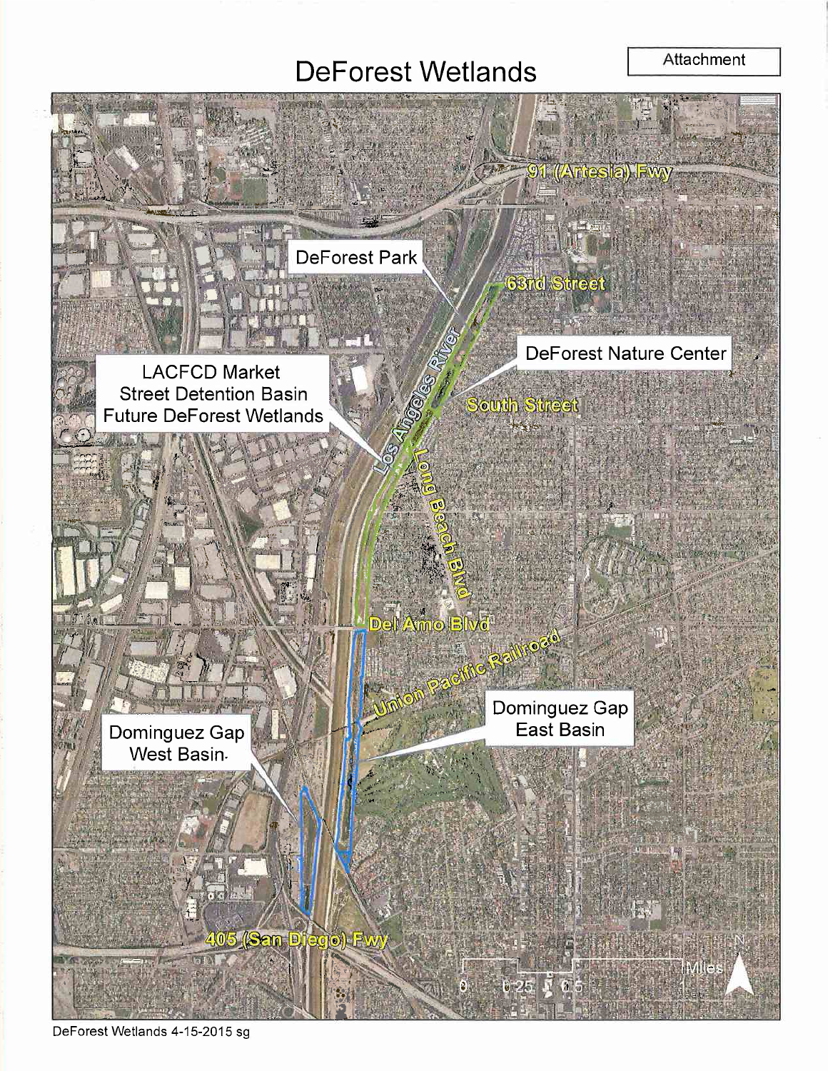# DeForest Wetlands

Attachment

DeForest Park

63rd Street

DeForest Nature Center

91 (Artesia) Fwy

LACFCD Market Street Detention Basin Future DeForest Wetlands

Los Angeles River

South Street

Long Beach Blvd

Del Amo Blvd

Union Pacific Railroad

Dominguez Gap East Basin

Dominguez Gap West Basin

405 (San Diego) Fwy

0 0.25 0.5 1 Miles

N

DeForest Wetlands 4-15-2015 sg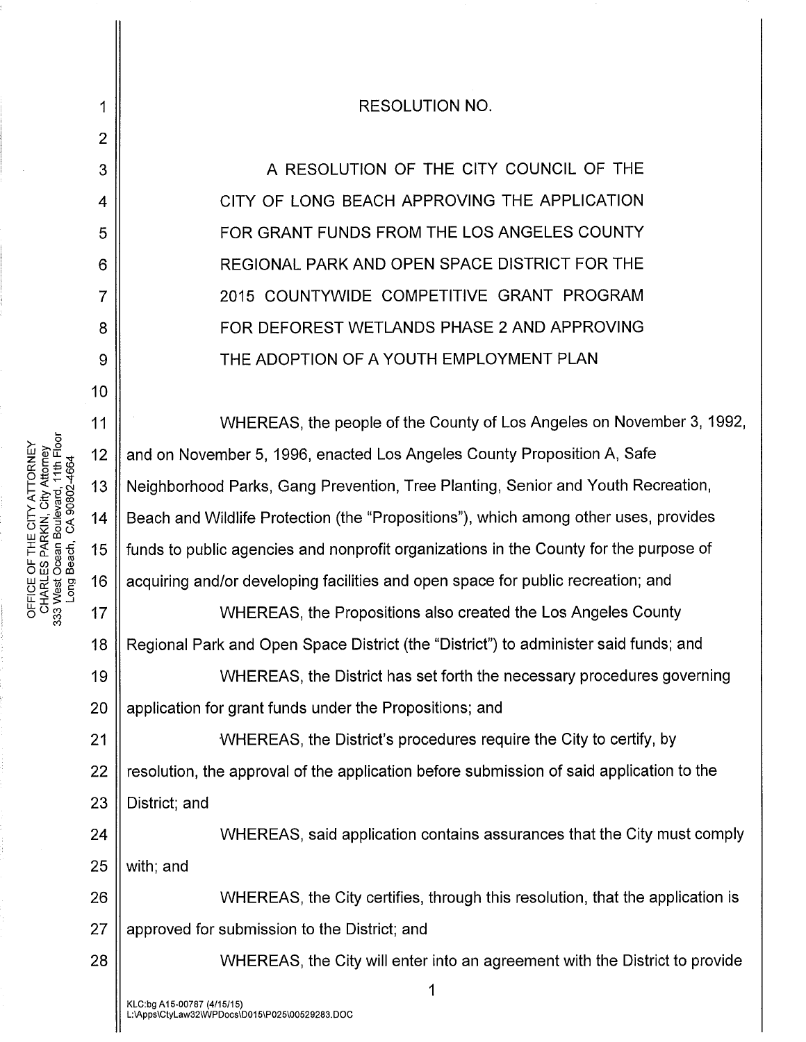RESOLUTION NO.

A RESOLUTION OF THE CITY COUNCIL OF THE CITY OF LONG BEACH APPROVING THE APPLICATION FOR GRANT FUNDS FROM THE LOS ANGELES COUNTY REGIONAL PARK AND OPEN SPACE DISTRICT FOR THE 2015 COUNTYWIDE COMPETITIVE GRANT PROGRAM FOR DEFOREST WETLANDS PHASE 2 AND APPROVING THE ADOPTION OF A YOUTH EMPLOYMENT PLAN

WHEREAS, the people of the County of Los Angeles on November 3, 1992, and on November 5, 1996, enacted Los Angeles County Proposition A, Safe Neighborhood Parks, Gang Prevention, Tree Planting, Senior and Youth Recreation, Beach and Wildlife Protection (the "Propositions"), which among other uses, provides funds to public agencies and nonprofit organizations in the County for the purpose of acquiring and/or developing facilities and open space for public recreation; and

WHEREAS, the Propositions also created the Los Angeles County Regional Park and Open Space District (the "District") to administer said funds; and

WHEREAS, the District has set forth the necessary procedures governing application for grant funds under the Propositions; and

WHEREAS, the District's procedures require the City to certify, by resolution, the approval of the application before submission of said application to the District; and

WHEREAS, said application contains assurances that the City must comply with; and

WHEREAS, the City certifies, through this resolution, that the application is approved for submission to the District; and

WHEREAS, the City will enter into an agreement with the District to provide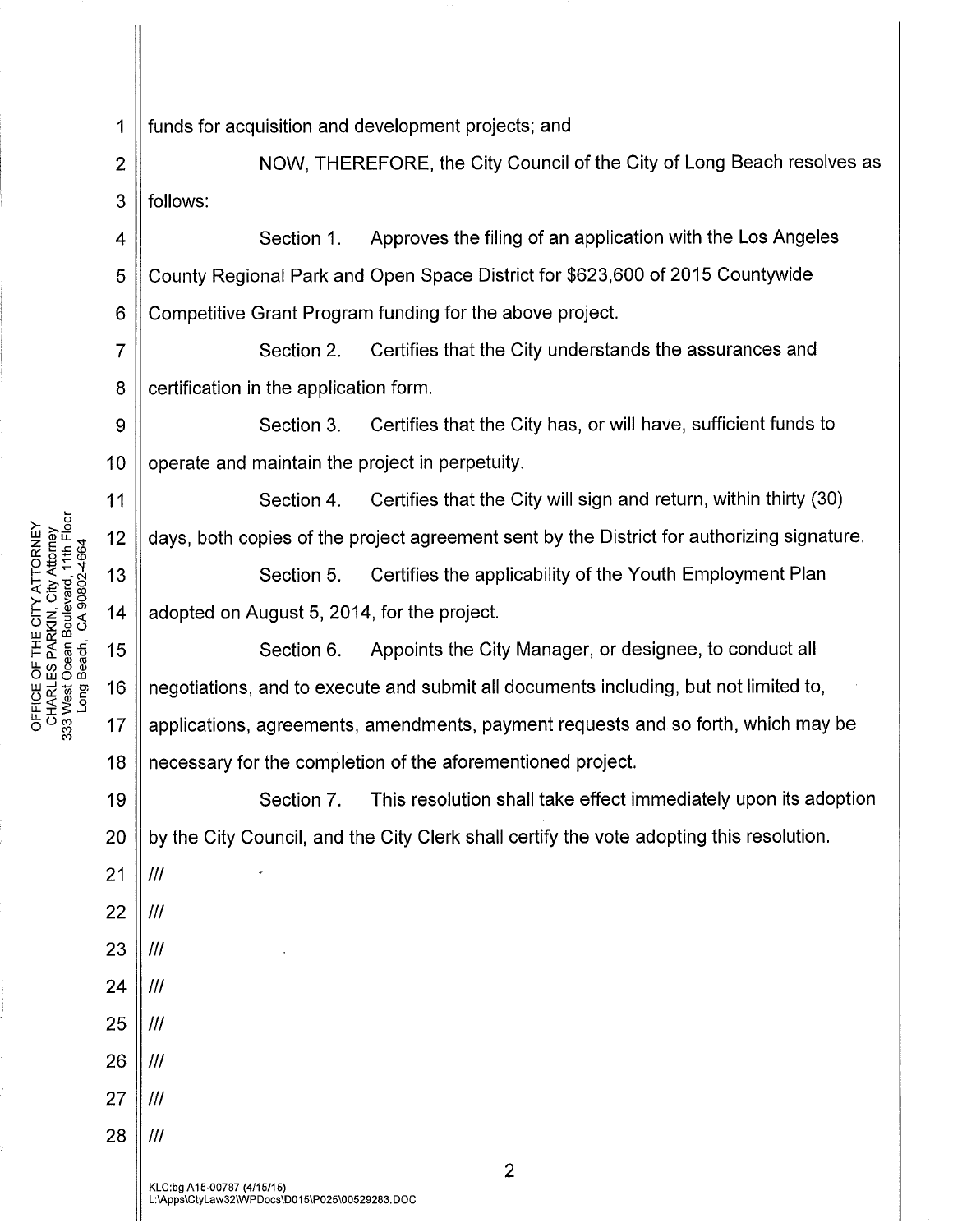funds for acquisition and development projects; and

NOW, THEREFORE, the City Council of the City of Long Beach resolves as follows:

Section 1. Approves the filing of an application with the Los Angeles County Regional Park and Open Space District for $623,600 of 2015 Countywide Competitive Grant Program funding for the above project.

Section 2. Certifies that the City understands the assurances and certification in the application form.

Section 3. Certifies that the City has, or will have, sufficient funds to operate and maintain the project in perpetuity.

Section 4. Certifies that the City will sign and return, within thirty (30) days, both copies of the project agreement sent by the District for authorizing signature.

Section 5. Certifies the applicability of the Youth Employment Plan adopted on August 5, 2014, for the project.

Section 6. Appoints the City Manager, or designee, to conduct all negotiations, and to execute and submit all documents including, but not limited to, applications, agreements, amendments, payment requests and so forth, which may be necessary for the completion of the aforementioned project.

Section 7. This resolution shall take effect immediately upon its adoption by the City Council, and the City Clerk shall certify the vote adopting this resolution.

///

///

///

///

///

///

///

///

KLC:bg A15-00787 (4/15/15)
L:\Apps\CtyLaw32\WPDocs\D015\P025\00529283.DOC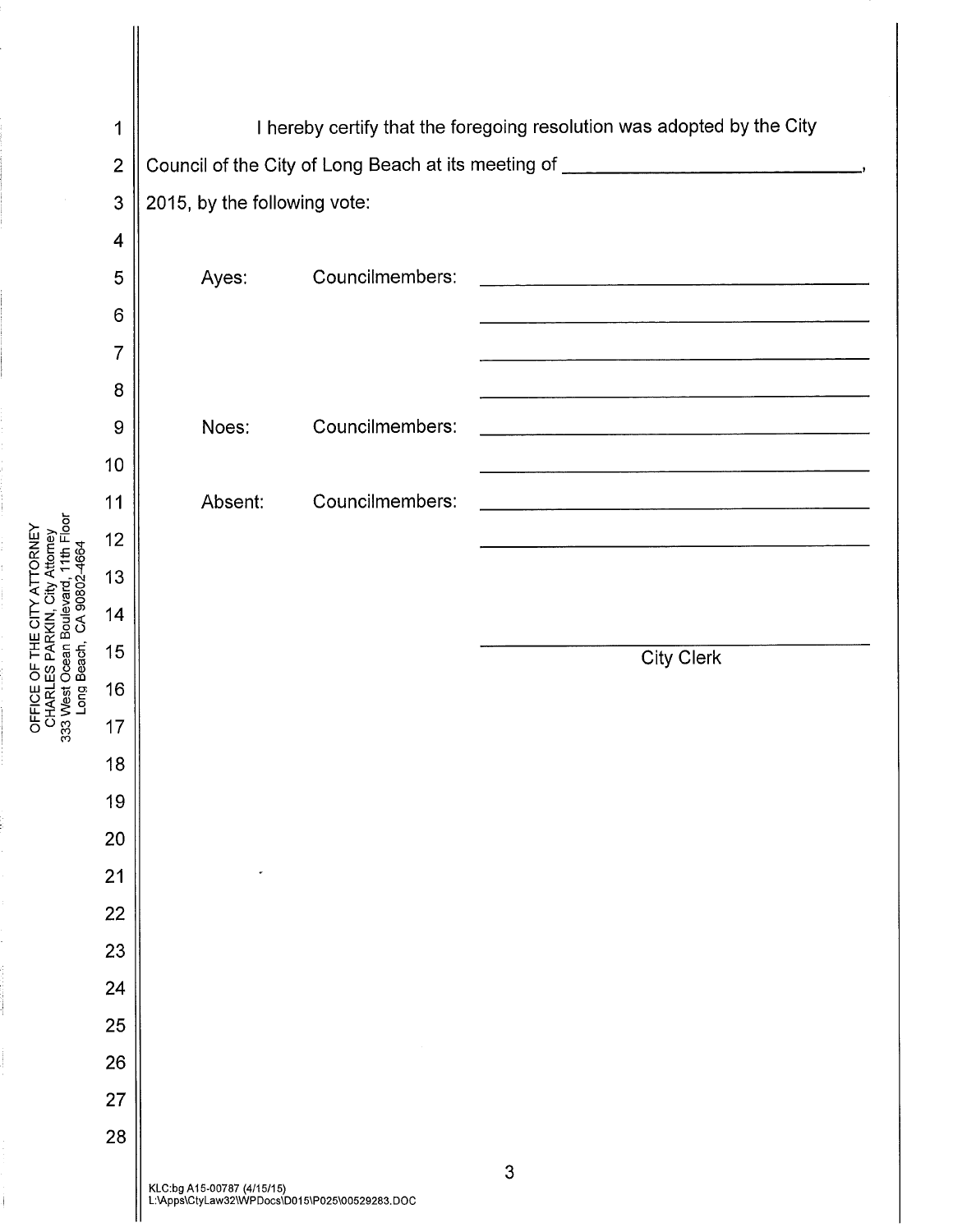I hereby certify that the foregoing resolution was adopted by the City Council of the City of Long Beach at its meeting of ____________________________, 2015, by the following vote:

Ayes: Councilmembers: ______________________________

______________________________

______________________________

______________________________

Noes: Councilmembers: ______________________________

______________________________

Absent: Councilmembers: ______________________________

______________________________

______________________________

City Clerk

OFFICE OF THE CITY ATTORNEY
CHARLES PARKIN, City Attorney
333 West Ocean Boulevard, 11th Floor
Long Beach, CA 90802-4664

KLC:bg A15-00787 (4/15/15)
L:\Apps\CtyLaw32\WPDocs\D015\P025\00529283.DOC